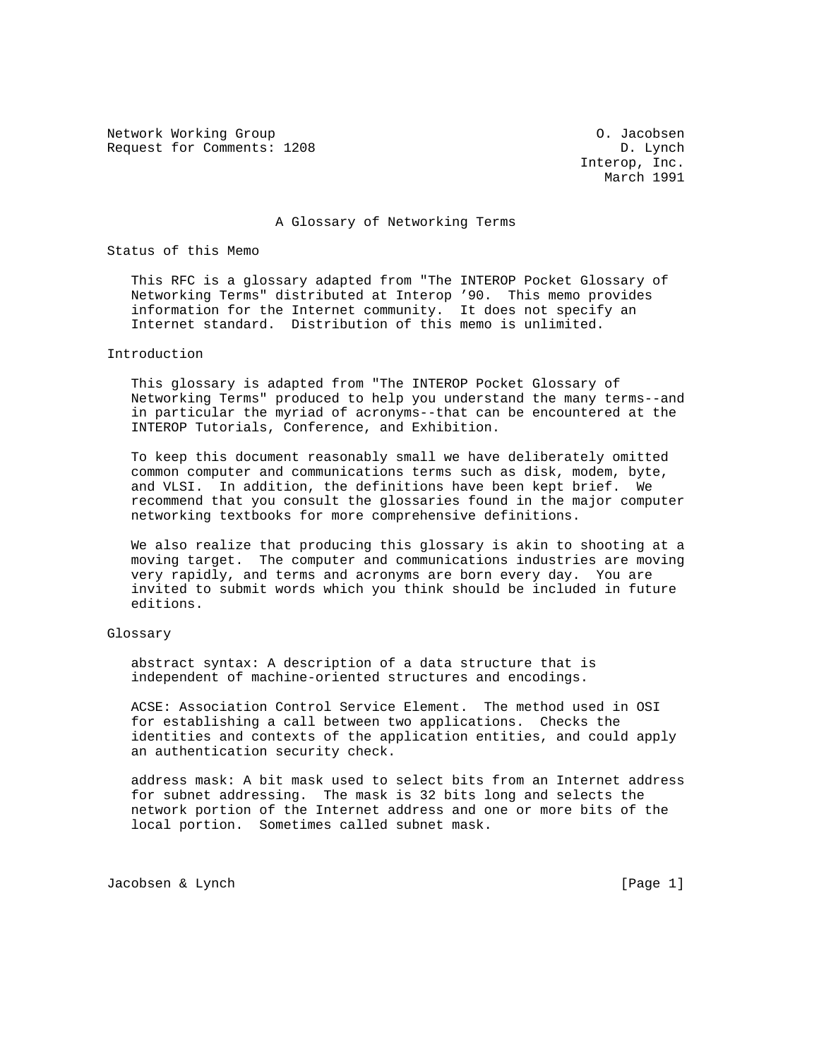Network Working Group  
Request for Comments: 1208

O. Jacobsen  
D. Lynch  
Interop, Inc.  
March 1991

# A Glossary of Networking Terms

## Status of this Memo

This RFC is a glossary adapted from "The INTEROP Pocket Glossary of Networking Terms" distributed at Interop '90. This memo provides information for the Internet community. It does not specify an Internet standard. Distribution of this memo is unlimited.

## Introduction

This glossary is adapted from "The INTEROP Pocket Glossary of Networking Terms" produced to help you understand the many terms--and in particular the myriad of acronyms--that can be encountered at the INTEROP Tutorials, Conference, and Exhibition.

To keep this document reasonably small we have deliberately omitted common computer and communications terms such as disk, modem, byte, and VLSI. In addition, the definitions have been kept brief. We recommend that you consult the glossaries found in the major computer networking textbooks for more comprehensive definitions.

We also realize that producing this glossary is akin to shooting at a moving target. The computer and communications industries are moving very rapidly, and terms and acronyms are born every day. You are invited to submit words which you think should be included in future editions.

## Glossary

abstract syntax: A description of a data structure that is independent of machine-oriented structures and encodings.

ACSE: Association Control Service Element. The method used in OSI for establishing a call between two applications. Checks the identities and contexts of the application entities, and could apply an authentication security check.

address mask: A bit mask used to select bits from an Internet address for subnet addressing. The mask is 32 bits long and selects the network portion of the Internet address and one or more bits of the local portion. Sometimes called subnet mask.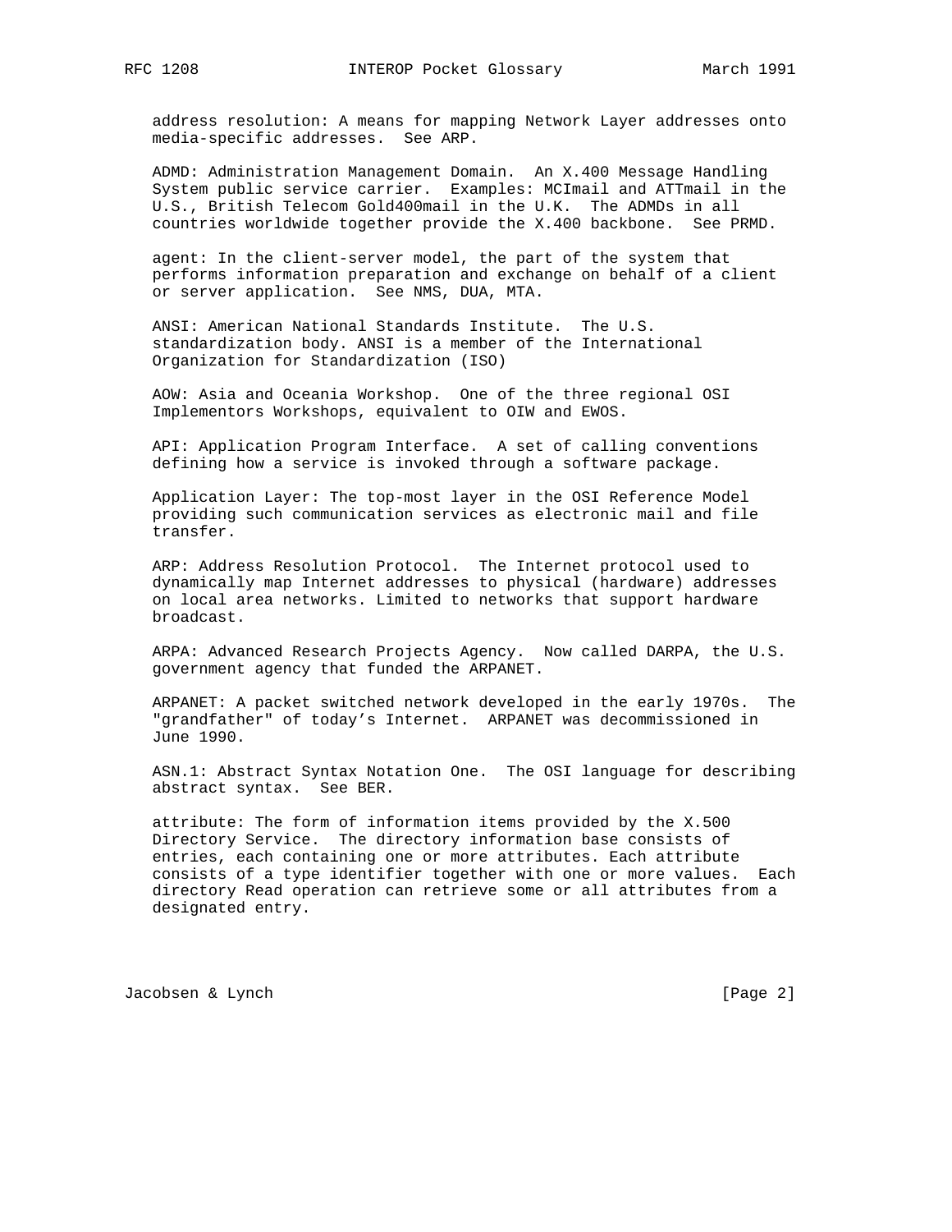address resolution: A means for mapping Network Layer addresses onto media-specific addresses. See ARP.

ADMD: Administration Management Domain. An X.400 Message Handling System public service carrier. Examples: MCImail and ATTmail in the U.S., British Telecom Gold400mail in the U.K. The ADMDs in all countries worldwide together provide the X.400 backbone. See PRMD.

agent: In the client-server model, the part of the system that performs information preparation and exchange on behalf of a client or server application. See NMS, DUA, MTA.

ANSI: American National Standards Institute. The U.S. standardization body. ANSI is a member of the International Organization for Standardization (ISO)

AOW: Asia and Oceania Workshop. One of the three regional OSI Implementors Workshops, equivalent to OIW and EWOS.

API: Application Program Interface. A set of calling conventions defining how a service is invoked through a software package.

Application Layer: The top-most layer in the OSI Reference Model providing such communication services as electronic mail and file transfer.

ARP: Address Resolution Protocol. The Internet protocol used to dynamically map Internet addresses to physical (hardware) addresses on local area networks. Limited to networks that support hardware broadcast.

ARPA: Advanced Research Projects Agency. Now called DARPA, the U.S. government agency that funded the ARPANET.

ARPANET: A packet switched network developed in the early 1970s. The "grandfather" of today's Internet. ARPANET was decommissioned in June 1990.

ASN.1: Abstract Syntax Notation One. The OSI language for describing abstract syntax. See BER.

attribute: The form of information items provided by the X.500 Directory Service. The directory information base consists of entries, each containing one or more attributes. Each attribute consists of a type identifier together with one or more values. Each directory Read operation can retrieve some or all attributes from a designated entry.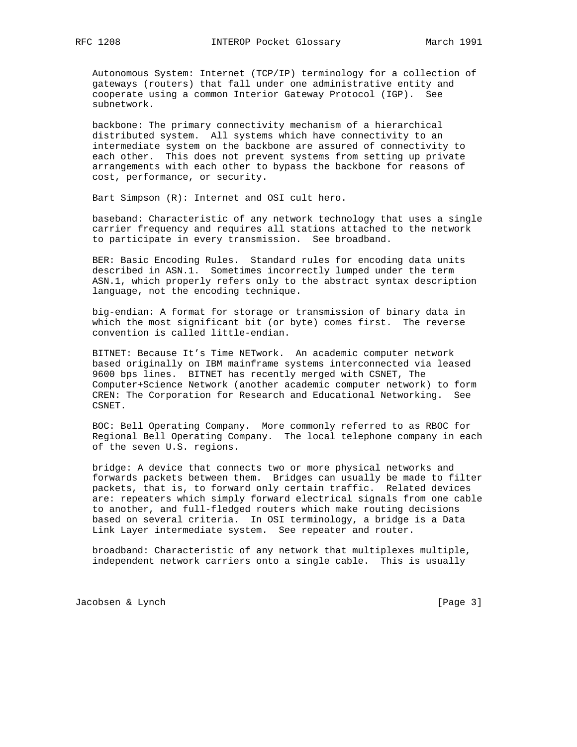Autonomous System: Internet (TCP/IP) terminology for a collection of gateways (routers) that fall under one administrative entity and cooperate using a common Interior Gateway Protocol (IGP). See subnetwork.

backbone: The primary connectivity mechanism of a hierarchical distributed system. All systems which have connectivity to an intermediate system on the backbone are assured of connectivity to each other. This does not prevent systems from setting up private arrangements with each other to bypass the backbone for reasons of cost, performance, or security.

Bart Simpson (R): Internet and OSI cult hero.

baseband: Characteristic of any network technology that uses a single carrier frequency and requires all stations attached to the network to participate in every transmission. See broadband.

BER: Basic Encoding Rules. Standard rules for encoding data units described in ASN.1. Sometimes incorrectly lumped under the term ASN.1, which properly refers only to the abstract syntax description language, not the encoding technique.

big-endian: A format for storage or transmission of binary data in which the most significant bit (or byte) comes first. The reverse convention is called little-endian.

BITNET: Because It's Time NETwork. An academic computer network based originally on IBM mainframe systems interconnected via leased 9600 bps lines. BITNET has recently merged with CSNET, The Computer+Science Network (another academic computer network) to form CREN: The Corporation for Research and Educational Networking. See CSNET.

BOC: Bell Operating Company. More commonly referred to as RBOC for Regional Bell Operating Company. The local telephone company in each of the seven U.S. regions.

bridge: A device that connects two or more physical networks and forwards packets between them. Bridges can usually be made to filter packets, that is, to forward only certain traffic. Related devices are: repeaters which simply forward electrical signals from one cable to another, and full-fledged routers which make routing decisions based on several criteria. In OSI terminology, a bridge is a Data Link Layer intermediate system. See repeater and router.

broadband: Characteristic of any network that multiplexes multiple, independent network carriers onto a single cable. This is usually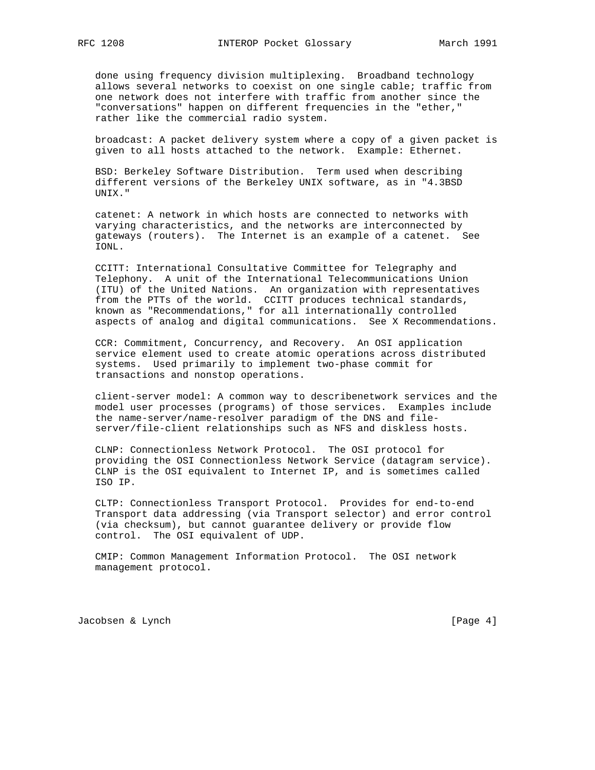done using frequency division multiplexing. Broadband technology allows several networks to coexist on one single cable; traffic from one network does not interfere with traffic from another since the "conversations" happen on different frequencies in the "ether," rather like the commercial radio system.

broadcast: A packet delivery system where a copy of a given packet is given to all hosts attached to the network. Example: Ethernet.

BSD: Berkeley Software Distribution. Term used when describing different versions of the Berkeley UNIX software, as in "4.3BSD UNIX."

catenet: A network in which hosts are connected to networks with varying characteristics, and the networks are interconnected by gateways (routers). The Internet is an example of a catenet. See IONL.

CCITT: International Consultative Committee for Telegraphy and Telephony. A unit of the International Telecommunications Union (ITU) of the United Nations. An organization with representatives from the PTTs of the world. CCITT produces technical standards, known as "Recommendations," for all internationally controlled aspects of analog and digital communications. See X Recommendations.

CCR: Commitment, Concurrency, and Recovery. An OSI application service element used to create atomic operations across distributed systems. Used primarily to implement two-phase commit for transactions and nonstop operations.

client-server model: A common way to describenetwork services and the model user processes (programs) of those services. Examples include the name-server/name-resolver paradigm of the DNS and file-server/file-client relationships such as NFS and diskless hosts.

CLNP: Connectionless Network Protocol. The OSI protocol for providing the OSI Connectionless Network Service (datagram service). CLNP is the OSI equivalent to Internet IP, and is sometimes called ISO IP.

CLTP: Connectionless Transport Protocol. Provides for end-to-end Transport data addressing (via Transport selector) and error control (via checksum), but cannot guarantee delivery or provide flow control. The OSI equivalent of UDP.

CMIP: Common Management Information Protocol. The OSI network management protocol.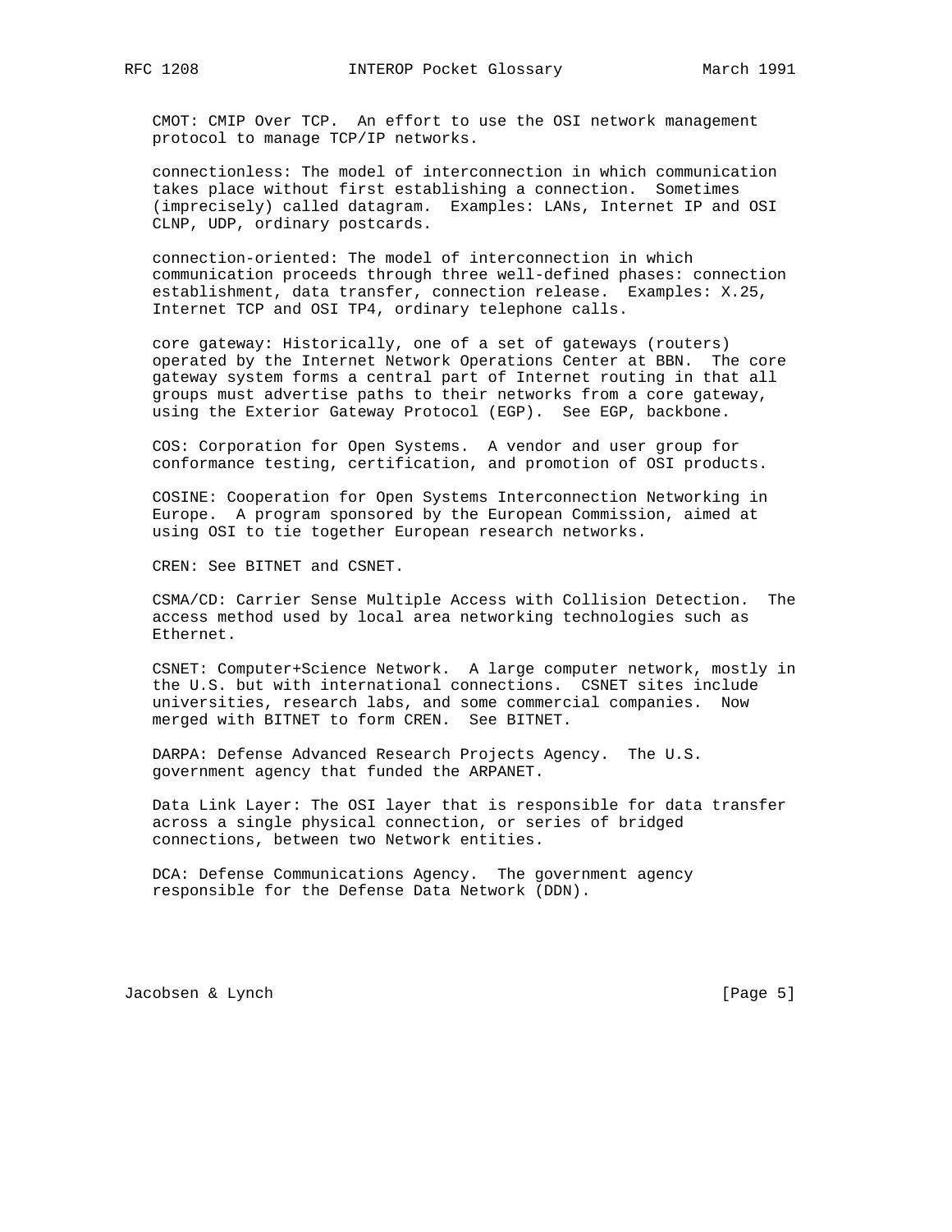CMOT: CMIP Over TCP.  An effort to use the OSI network management protocol to manage TCP/IP networks.

connectionless: The model of interconnection in which communication takes place without first establishing a connection.  Sometimes (imprecisely) called datagram.  Examples: LANs, Internet IP and OSI CLNP, UDP, ordinary postcards.

connection-oriented: The model of interconnection in which communication proceeds through three well-defined phases: connection establishment, data transfer, connection release.  Examples: X.25, Internet TCP and OSI TP4, ordinary telephone calls.

core gateway: Historically, one of a set of gateways (routers) operated by the Internet Network Operations Center at BBN.  The core gateway system forms a central part of Internet routing in that all groups must advertise paths to their networks from a core gateway, using the Exterior Gateway Protocol (EGP).  See EGP, backbone.

COS: Corporation for Open Systems.  A vendor and user group for conformance testing, certification, and promotion of OSI products.

COSINE: Cooperation for Open Systems Interconnection Networking in Europe.  A program sponsored by the European Commission, aimed at using OSI to tie together European research networks.

CREN: See BITNET and CSNET.

CSMA/CD: Carrier Sense Multiple Access with Collision Detection.  The access method used by local area networking technologies such as Ethernet.

CSNET: Computer+Science Network.  A large computer network, mostly in the U.S. but with international connections.  CSNET sites include universities, research labs, and some commercial companies.  Now merged with BITNET to form CREN.  See BITNET.

DARPA: Defense Advanced Research Projects Agency.  The U.S. government agency that funded the ARPANET.

Data Link Layer: The OSI layer that is responsible for data transfer across a single physical connection, or series of bridged connections, between two Network entities.

DCA: Defense Communications Agency.  The government agency responsible for the Defense Data Network (DDN).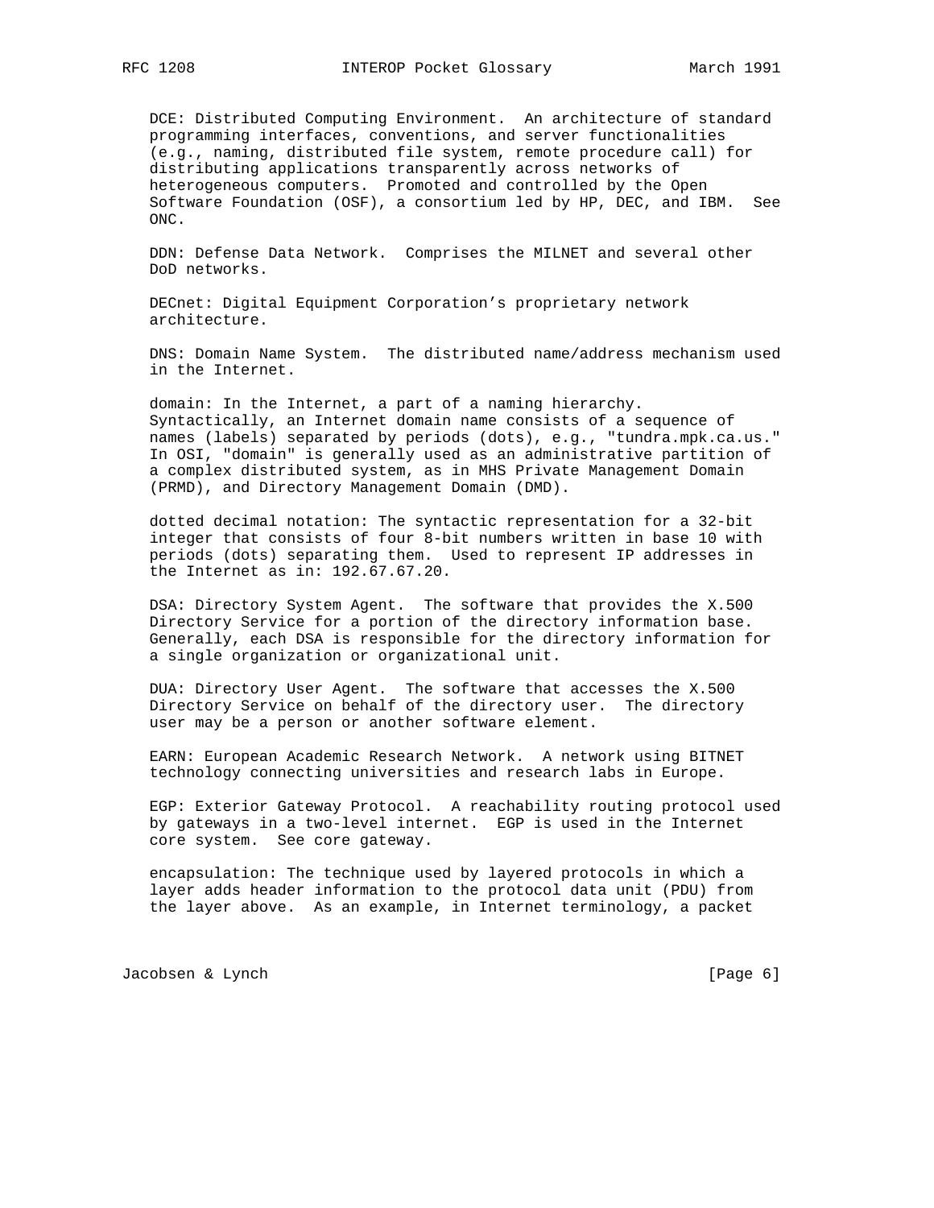DCE: Distributed Computing Environment. An architecture of standard programming interfaces, conventions, and server functionalities (e.g., naming, distributed file system, remote procedure call) for distributing applications transparently across networks of heterogeneous computers. Promoted and controlled by the Open Software Foundation (OSF), a consortium led by HP, DEC, and IBM. See ONC.

DDN: Defense Data Network. Comprises the MILNET and several other DoD networks.

DECnet: Digital Equipment Corporation's proprietary network architecture.

DNS: Domain Name System. The distributed name/address mechanism used in the Internet.

domain: In the Internet, a part of a naming hierarchy. Syntactically, an Internet domain name consists of a sequence of names (labels) separated by periods (dots), e.g., "tundra.mpk.ca.us." In OSI, "domain" is generally used as an administrative partition of a complex distributed system, as in MHS Private Management Domain (PRMD), and Directory Management Domain (DMD).

dotted decimal notation: The syntactic representation for a 32-bit integer that consists of four 8-bit numbers written in base 10 with periods (dots) separating them. Used to represent IP addresses in the Internet as in: 192.67.67.20.

DSA: Directory System Agent. The software that provides the X.500 Directory Service for a portion of the directory information base. Generally, each DSA is responsible for the directory information for a single organization or organizational unit.

DUA: Directory User Agent. The software that accesses the X.500 Directory Service on behalf of the directory user. The directory user may be a person or another software element.

EARN: European Academic Research Network. A network using BITNET technology connecting universities and research labs in Europe.

EGP: Exterior Gateway Protocol. A reachability routing protocol used by gateways in a two-level internet. EGP is used in the Internet core system. See core gateway.

encapsulation: The technique used by layered protocols in which a layer adds header information to the protocol data unit (PDU) from the layer above. As an example, in Internet terminology, a packet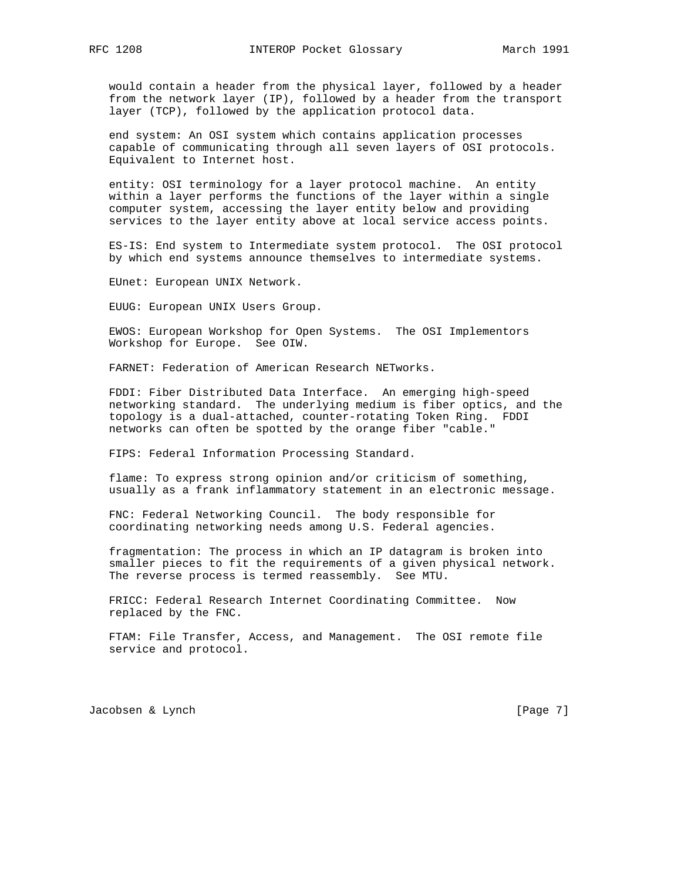would contain a header from the physical layer, followed by a header from the network layer (IP), followed by a header from the transport layer (TCP), followed by the application protocol data.

end system: An OSI system which contains application processes capable of communicating through all seven layers of OSI protocols. Equivalent to Internet host.

entity: OSI terminology for a layer protocol machine. An entity within a layer performs the functions of the layer within a single computer system, accessing the layer entity below and providing services to the layer entity above at local service access points.

ES-IS: End system to Intermediate system protocol. The OSI protocol by which end systems announce themselves to intermediate systems.

EUnet: European UNIX Network.

EUUG: European UNIX Users Group.

EWOS: European Workshop for Open Systems. The OSI Implementors Workshop for Europe. See OIW.

FARNET: Federation of American Research NETworks.

FDDI: Fiber Distributed Data Interface. An emerging high-speed networking standard. The underlying medium is fiber optics, and the topology is a dual-attached, counter-rotating Token Ring. FDDI networks can often be spotted by the orange fiber "cable."

FIPS: Federal Information Processing Standard.

flame: To express strong opinion and/or criticism of something, usually as a frank inflammatory statement in an electronic message.

FNC: Federal Networking Council. The body responsible for coordinating networking needs among U.S. Federal agencies.

fragmentation: The process in which an IP datagram is broken into smaller pieces to fit the requirements of a given physical network. The reverse process is termed reassembly. See MTU.

FRICC: Federal Research Internet Coordinating Committee. Now replaced by the FNC.

FTAM: File Transfer, Access, and Management. The OSI remote file service and protocol.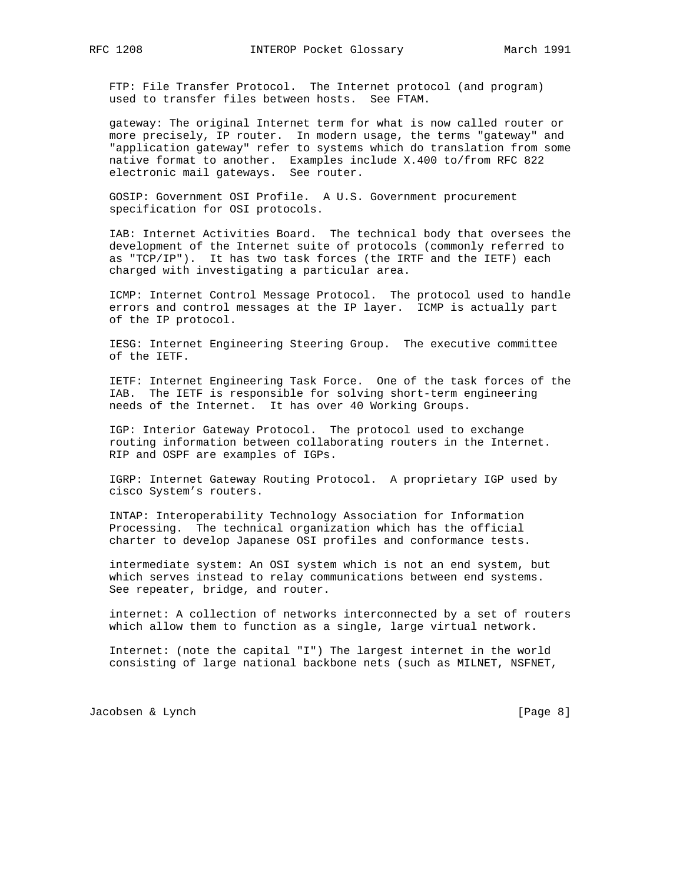FTP: File Transfer Protocol.  The Internet protocol (and program) used to transfer files between hosts.  See FTAM.

gateway: The original Internet term for what is now called router or more precisely, IP router.  In modern usage, the terms "gateway" and "application gateway" refer to systems which do translation from some native format to another.  Examples include X.400 to/from RFC 822 electronic mail gateways.  See router.

GOSIP: Government OSI Profile.  A U.S. Government procurement specification for OSI protocols.

IAB: Internet Activities Board.  The technical body that oversees the development of the Internet suite of protocols (commonly referred to as "TCP/IP").  It has two task forces (the IRTF and the IETF) each charged with investigating a particular area.

ICMP: Internet Control Message Protocol.  The protocol used to handle errors and control messages at the IP layer.  ICMP is actually part of the IP protocol.

IESG: Internet Engineering Steering Group.  The executive committee of the IETF.

IETF: Internet Engineering Task Force.  One of the task forces of the IAB.  The IETF is responsible for solving short-term engineering needs of the Internet.  It has over 40 Working Groups.

IGP: Interior Gateway Protocol.  The protocol used to exchange routing information between collaborating routers in the Internet. RIP and OSPF are examples of IGPs.

IGRP: Internet Gateway Routing Protocol.  A proprietary IGP used by cisco System's routers.

INTAP: Interoperability Technology Association for Information Processing.  The technical organization which has the official charter to develop Japanese OSI profiles and conformance tests.

intermediate system: An OSI system which is not an end system, but which serves instead to relay communications between end systems. See repeater, bridge, and router.

internet: A collection of networks interconnected by a set of routers which allow them to function as a single, large virtual network.

Internet: (note the capital "I") The largest internet in the world consisting of large national backbone nets (such as MILNET, NSFNET,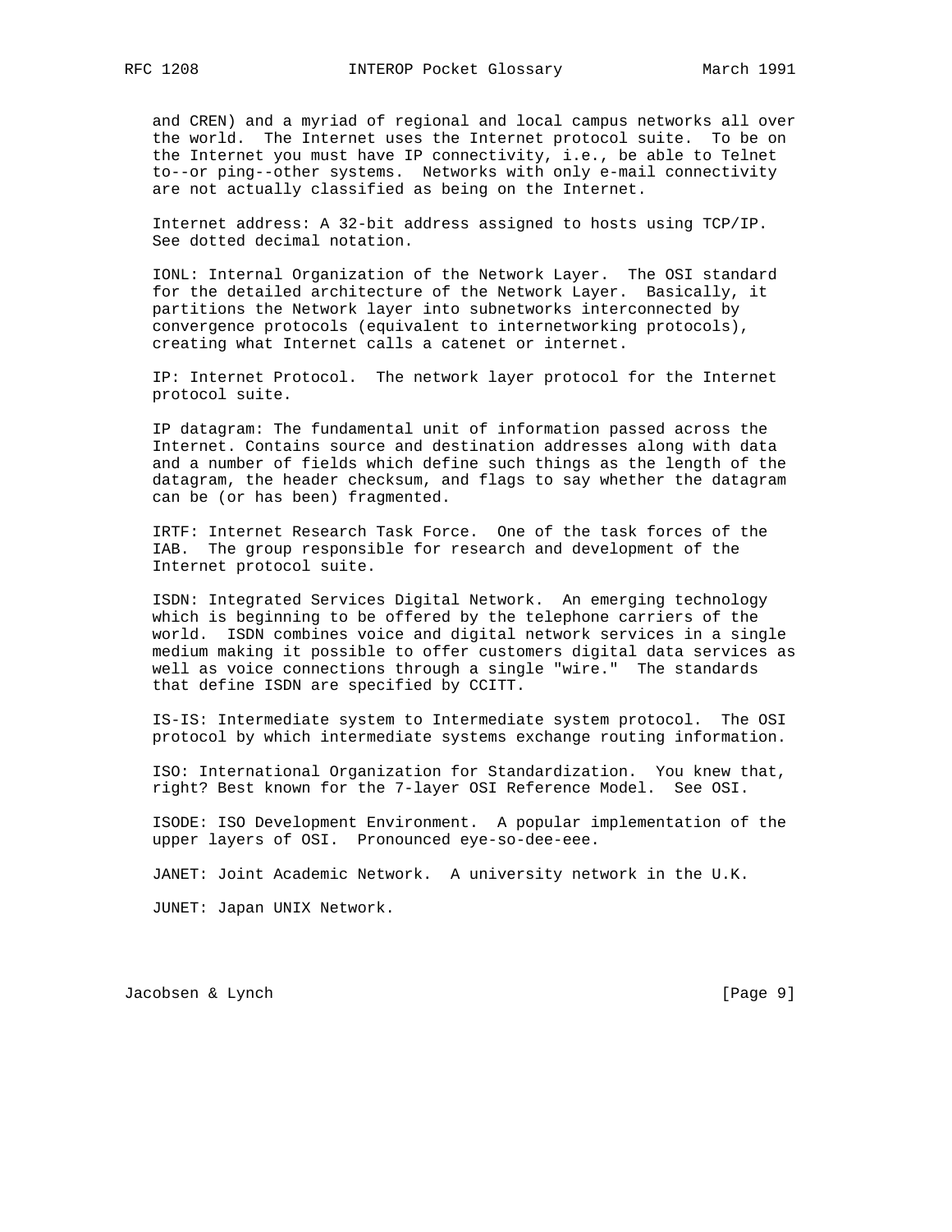and CREN) and a myriad of regional and local campus networks all over the world. The Internet uses the Internet protocol suite. To be on the Internet you must have IP connectivity, i.e., be able to Telnet to--or ping--other systems. Networks with only e-mail connectivity are not actually classified as being on the Internet.

Internet address: A 32-bit address assigned to hosts using TCP/IP. See dotted decimal notation.

IONL: Internal Organization of the Network Layer. The OSI standard for the detailed architecture of the Network Layer. Basically, it partitions the Network layer into subnetworks interconnected by convergence protocols (equivalent to internetworking protocols), creating what Internet calls a catenet or internet.

IP: Internet Protocol. The network layer protocol for the Internet protocol suite.

IP datagram: The fundamental unit of information passed across the Internet. Contains source and destination addresses along with data and a number of fields which define such things as the length of the datagram, the header checksum, and flags to say whether the datagram can be (or has been) fragmented.

IRTF: Internet Research Task Force. One of the task forces of the IAB. The group responsible for research and development of the Internet protocol suite.

ISDN: Integrated Services Digital Network. An emerging technology which is beginning to be offered by the telephone carriers of the world. ISDN combines voice and digital network services in a single medium making it possible to offer customers digital data services as well as voice connections through a single "wire." The standards that define ISDN are specified by CCITT.

IS-IS: Intermediate system to Intermediate system protocol. The OSI protocol by which intermediate systems exchange routing information.

ISO: International Organization for Standardization. You knew that, right? Best known for the 7-layer OSI Reference Model. See OSI.

ISODE: ISO Development Environment. A popular implementation of the upper layers of OSI. Pronounced eye-so-dee-eee.

JANET: Joint Academic Network. A university network in the U.K.

JUNET: Japan UNIX Network.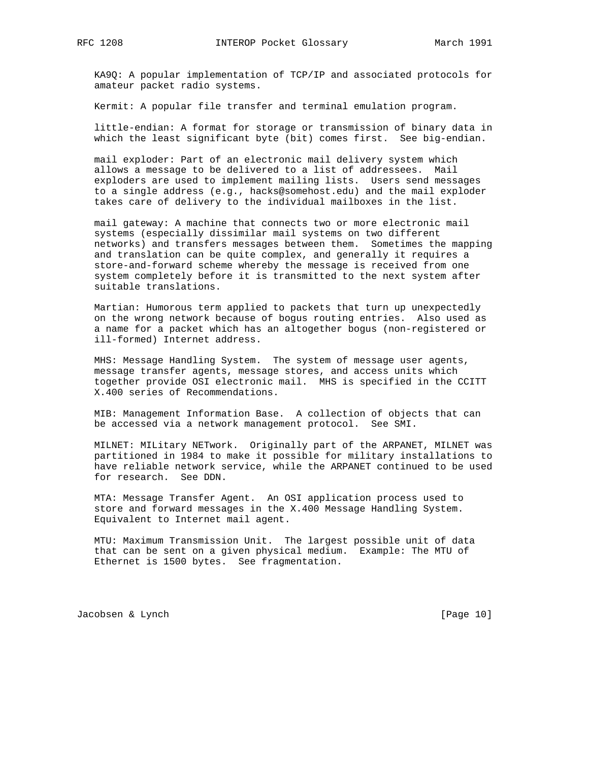KA9Q: A popular implementation of TCP/IP and associated protocols for amateur packet radio systems.

Kermit: A popular file transfer and terminal emulation program.

little-endian: A format for storage or transmission of binary data in which the least significant byte (bit) comes first. See big-endian.

mail exploder: Part of an electronic mail delivery system which allows a message to be delivered to a list of addressees. Mail exploders are used to implement mailing lists. Users send messages to a single address (e.g., hacks@somehost.edu) and the mail exploder takes care of delivery to the individual mailboxes in the list.

mail gateway: A machine that connects two or more electronic mail systems (especially dissimilar mail systems on two different networks) and transfers messages between them. Sometimes the mapping and translation can be quite complex, and generally it requires a store-and-forward scheme whereby the message is received from one system completely before it is transmitted to the next system after suitable translations.

Martian: Humorous term applied to packets that turn up unexpectedly on the wrong network because of bogus routing entries. Also used as a name for a packet which has an altogether bogus (non-registered or ill-formed) Internet address.

MHS: Message Handling System. The system of message user agents, message transfer agents, message stores, and access units which together provide OSI electronic mail. MHS is specified in the CCITT X.400 series of Recommendations.

MIB: Management Information Base. A collection of objects that can be accessed via a network management protocol. See SMI.

MILNET: MILitary NETwork. Originally part of the ARPANET, MILNET was partitioned in 1984 to make it possible for military installations to have reliable network service, while the ARPANET continued to be used for research. See DDN.

MTA: Message Transfer Agent. An OSI application process used to store and forward messages in the X.400 Message Handling System. Equivalent to Internet mail agent.

MTU: Maximum Transmission Unit. The largest possible unit of data that can be sent on a given physical medium. Example: The MTU of Ethernet is 1500 bytes. See fragmentation.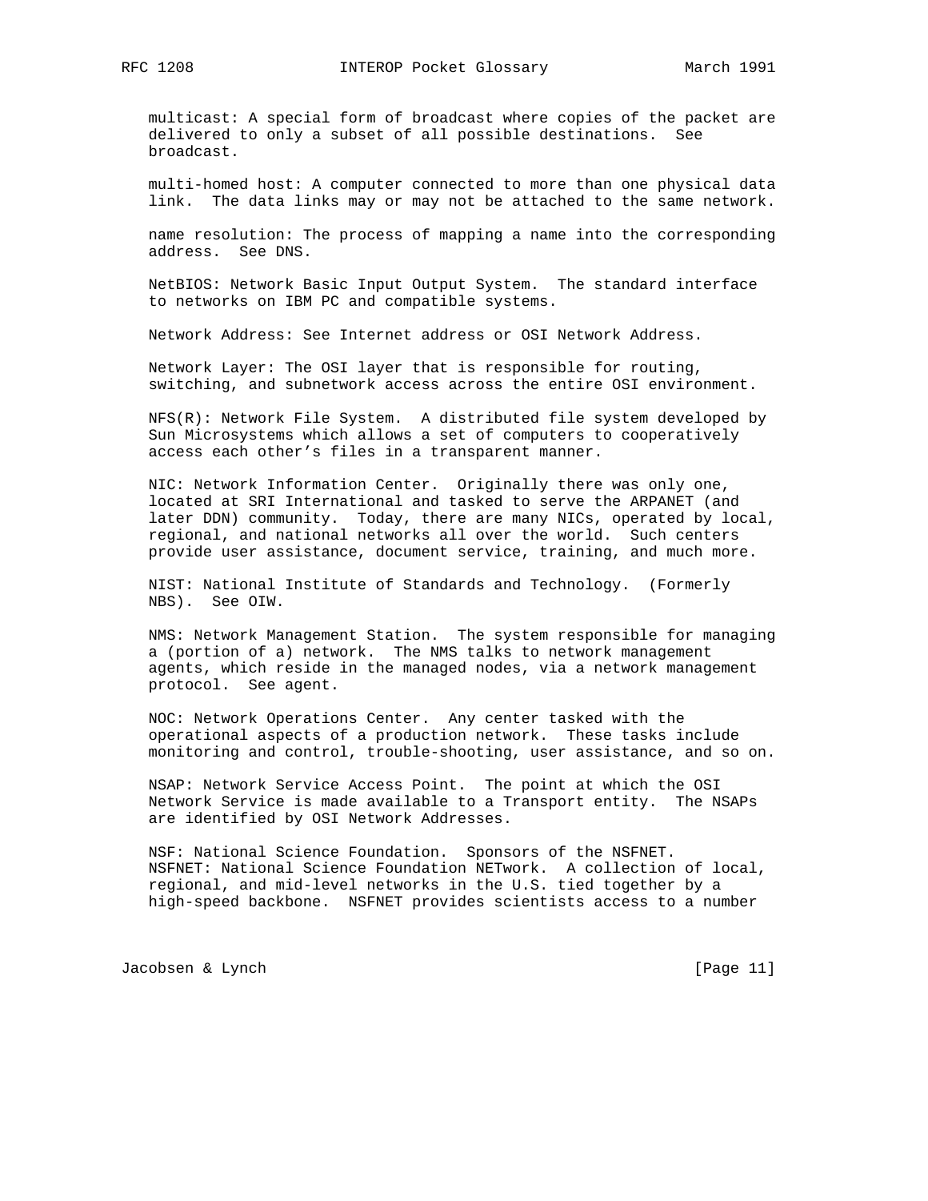multicast: A special form of broadcast where copies of the packet are delivered to only a subset of all possible destinations. See broadcast.

multi-homed host: A computer connected to more than one physical data link. The data links may or may not be attached to the same network.

name resolution: The process of mapping a name into the corresponding address. See DNS.

NetBIOS: Network Basic Input Output System. The standard interface to networks on IBM PC and compatible systems.

Network Address: See Internet address or OSI Network Address.

Network Layer: The OSI layer that is responsible for routing, switching, and subnetwork access across the entire OSI environment.

NFS(R): Network File System. A distributed file system developed by Sun Microsystems which allows a set of computers to cooperatively access each other's files in a transparent manner.

NIC: Network Information Center. Originally there was only one, located at SRI International and tasked to serve the ARPANET (and later DDN) community. Today, there are many NICs, operated by local, regional, and national networks all over the world. Such centers provide user assistance, document service, training, and much more.

NIST: National Institute of Standards and Technology. (Formerly NBS). See OIW.

NMS: Network Management Station. The system responsible for managing a (portion of a) network. The NMS talks to network management agents, which reside in the managed nodes, via a network management protocol. See agent.

NOC: Network Operations Center. Any center tasked with the operational aspects of a production network. These tasks include monitoring and control, trouble-shooting, user assistance, and so on.

NSAP: Network Service Access Point. The point at which the OSI Network Service is made available to a Transport entity. The NSAPs are identified by OSI Network Addresses.

NSF: National Science Foundation. Sponsors of the NSFNET.
NSFNET: National Science Foundation NETwork. A collection of local, regional, and mid-level networks in the U.S. tied together by a high-speed backbone. NSFNET provides scientists access to a number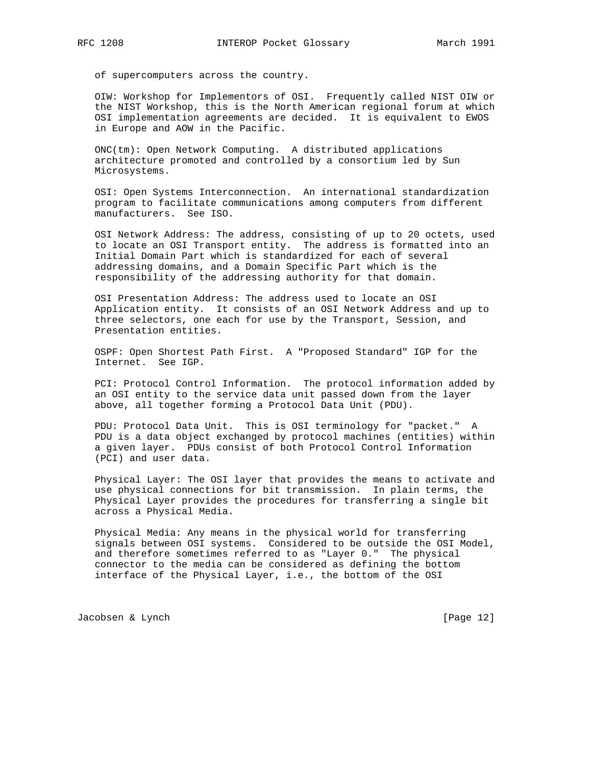of supercomputers across the country.

OIW: Workshop for Implementors of OSI. Frequently called NIST OIW or the NIST Workshop, this is the North American regional forum at which OSI implementation agreements are decided. It is equivalent to EWOS in Europe and AOW in the Pacific.

ONC(tm): Open Network Computing. A distributed applications architecture promoted and controlled by a consortium led by Sun Microsystems.

OSI: Open Systems Interconnection. An international standardization program to facilitate communications among computers from different manufacturers. See ISO.

OSI Network Address: The address, consisting of up to 20 octets, used to locate an OSI Transport entity. The address is formatted into an Initial Domain Part which is standardized for each of several addressing domains, and a Domain Specific Part which is the responsibility of the addressing authority for that domain.

OSI Presentation Address: The address used to locate an OSI Application entity. It consists of an OSI Network Address and up to three selectors, one each for use by the Transport, Session, and Presentation entities.

OSPF: Open Shortest Path First. A "Proposed Standard" IGP for the Internet. See IGP.

PCI: Protocol Control Information. The protocol information added by an OSI entity to the service data unit passed down from the layer above, all together forming a Protocol Data Unit (PDU).

PDU: Protocol Data Unit. This is OSI terminology for "packet." A PDU is a data object exchanged by protocol machines (entities) within a given layer. PDUs consist of both Protocol Control Information (PCI) and user data.

Physical Layer: The OSI layer that provides the means to activate and use physical connections for bit transmission. In plain terms, the Physical Layer provides the procedures for transferring a single bit across a Physical Media.

Physical Media: Any means in the physical world for transferring signals between OSI systems. Considered to be outside the OSI Model, and therefore sometimes referred to as "Layer 0." The physical connector to the media can be considered as defining the bottom interface of the Physical Layer, i.e., the bottom of the OSI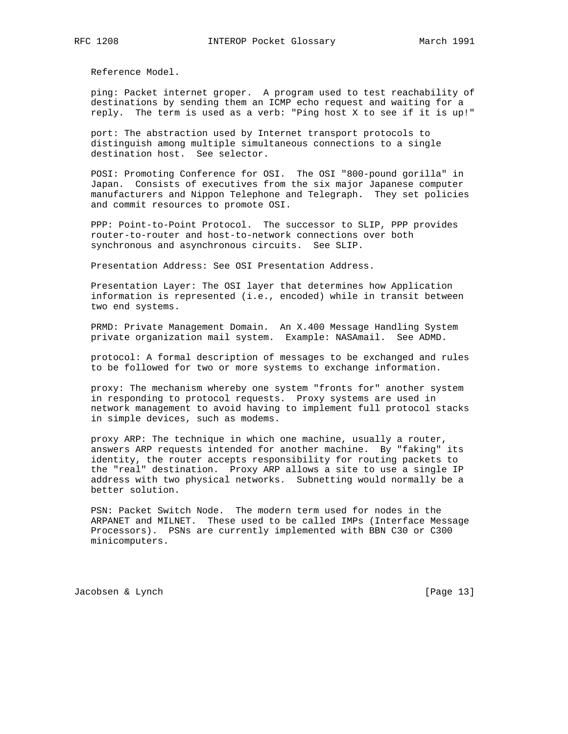Reference Model.

ping: Packet internet groper. A program used to test reachability of destinations by sending them an ICMP echo request and waiting for a reply. The term is used as a verb: "Ping host X to see if it is up!"

port: The abstraction used by Internet transport protocols to distinguish among multiple simultaneous connections to a single destination host. See selector.

POSI: Promoting Conference for OSI. The OSI "800-pound gorilla" in Japan. Consists of executives from the six major Japanese computer manufacturers and Nippon Telephone and Telegraph. They set policies and commit resources to promote OSI.

PPP: Point-to-Point Protocol. The successor to SLIP, PPP provides router-to-router and host-to-network connections over both synchronous and asynchronous circuits. See SLIP.

Presentation Address: See OSI Presentation Address.

Presentation Layer: The OSI layer that determines how Application information is represented (i.e., encoded) while in transit between two end systems.

PRMD: Private Management Domain. An X.400 Message Handling System private organization mail system. Example: NASAmail. See ADMD.

protocol: A formal description of messages to be exchanged and rules to be followed for two or more systems to exchange information.

proxy: The mechanism whereby one system "fronts for" another system in responding to protocol requests. Proxy systems are used in network management to avoid having to implement full protocol stacks in simple devices, such as modems.

proxy ARP: The technique in which one machine, usually a router, answers ARP requests intended for another machine. By "faking" its identity, the router accepts responsibility for routing packets to the "real" destination. Proxy ARP allows a site to use a single IP address with two physical networks. Subnetting would normally be a better solution.

PSN: Packet Switch Node. The modern term used for nodes in the ARPANET and MILNET. These used to be called IMPs (Interface Message Processors). PSNs are currently implemented with BBN C30 or C300 minicomputers.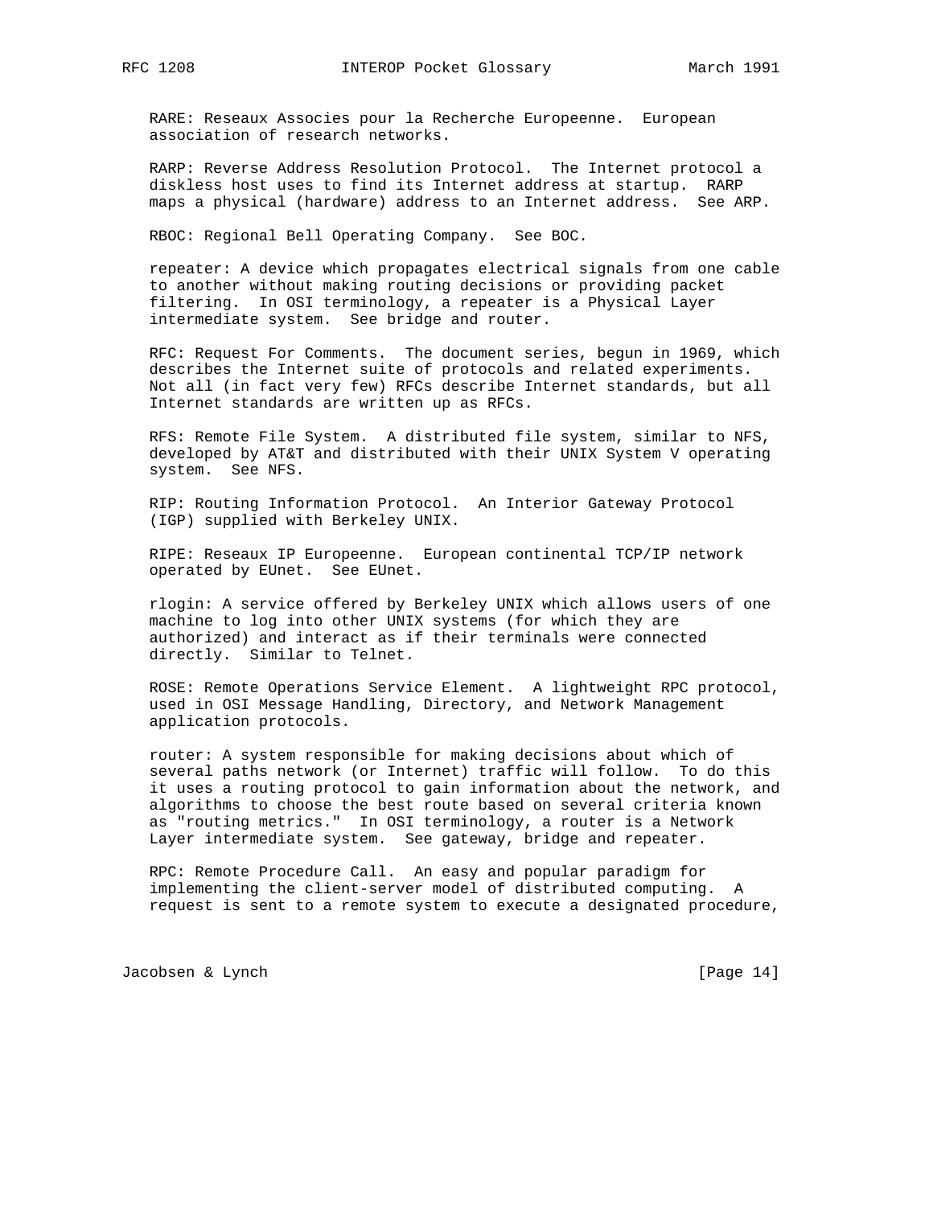RARE: Reseaux Associes pour la Recherche Europeenne. European association of research networks.

RARP: Reverse Address Resolution Protocol. The Internet protocol a diskless host uses to find its Internet address at startup. RARP maps a physical (hardware) address to an Internet address. See ARP.

RBOC: Regional Bell Operating Company. See BOC.

repeater: A device which propagates electrical signals from one cable to another without making routing decisions or providing packet filtering. In OSI terminology, a repeater is a Physical Layer intermediate system. See bridge and router.

RFC: Request For Comments. The document series, begun in 1969, which describes the Internet suite of protocols and related experiments. Not all (in fact very few) RFCs describe Internet standards, but all Internet standards are written up as RFCs.

RFS: Remote File System. A distributed file system, similar to NFS, developed by AT&T and distributed with their UNIX System V operating system. See NFS.

RIP: Routing Information Protocol. An Interior Gateway Protocol (IGP) supplied with Berkeley UNIX.

RIPE: Reseaux IP Europeenne. European continental TCP/IP network operated by EUnet. See EUnet.

rlogin: A service offered by Berkeley UNIX which allows users of one machine to log into other UNIX systems (for which they are authorized) and interact as if their terminals were connected directly. Similar to Telnet.

ROSE: Remote Operations Service Element. A lightweight RPC protocol, used in OSI Message Handling, Directory, and Network Management application protocols.

router: A system responsible for making decisions about which of several paths network (or Internet) traffic will follow. To do this it uses a routing protocol to gain information about the network, and algorithms to choose the best route based on several criteria known as "routing metrics." In OSI terminology, a router is a Network Layer intermediate system. See gateway, bridge and repeater.

RPC: Remote Procedure Call. An easy and popular paradigm for implementing the client-server model of distributed computing. A request is sent to a remote system to execute a designated procedure,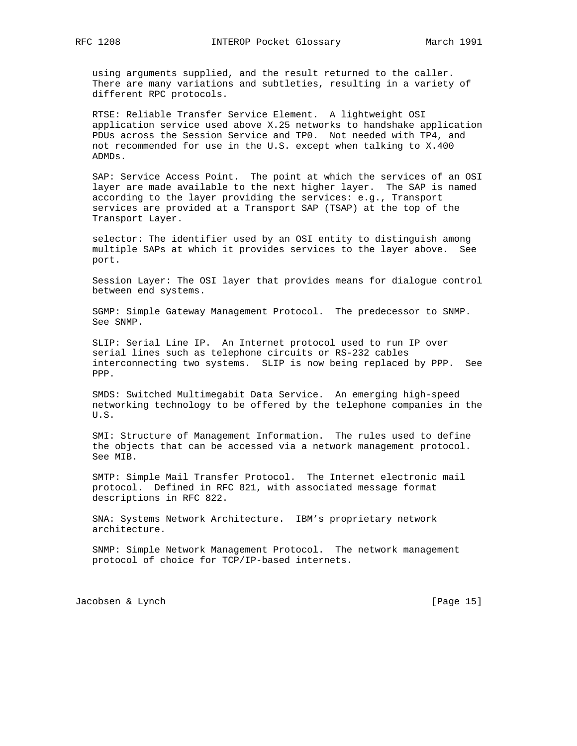using arguments supplied, and the result returned to the caller. There are many variations and subtleties, resulting in a variety of different RPC protocols.

RTSE: Reliable Transfer Service Element. A lightweight OSI application service used above X.25 networks to handshake application PDUs across the Session Service and TP0. Not needed with TP4, and not recommended for use in the U.S. except when talking to X.400 ADMDs.

SAP: Service Access Point. The point at which the services of an OSI layer are made available to the next higher layer. The SAP is named according to the layer providing the services: e.g., Transport services are provided at a Transport SAP (TSAP) at the top of the Transport Layer.

selector: The identifier used by an OSI entity to distinguish among multiple SAPs at which it provides services to the layer above. See port.

Session Layer: The OSI layer that provides means for dialogue control between end systems.

SGMP: Simple Gateway Management Protocol. The predecessor to SNMP. See SNMP.

SLIP: Serial Line IP. An Internet protocol used to run IP over serial lines such as telephone circuits or RS-232 cables interconnecting two systems. SLIP is now being replaced by PPP. See PPP.

SMDS: Switched Multimegabit Data Service. An emerging high-speed networking technology to be offered by the telephone companies in the U.S.

SMI: Structure of Management Information. The rules used to define the objects that can be accessed via a network management protocol. See MIB.

SMTP: Simple Mail Transfer Protocol. The Internet electronic mail protocol. Defined in RFC 821, with associated message format descriptions in RFC 822.

SNA: Systems Network Architecture. IBM's proprietary network architecture.

SNMP: Simple Network Management Protocol. The network management protocol of choice for TCP/IP-based internets.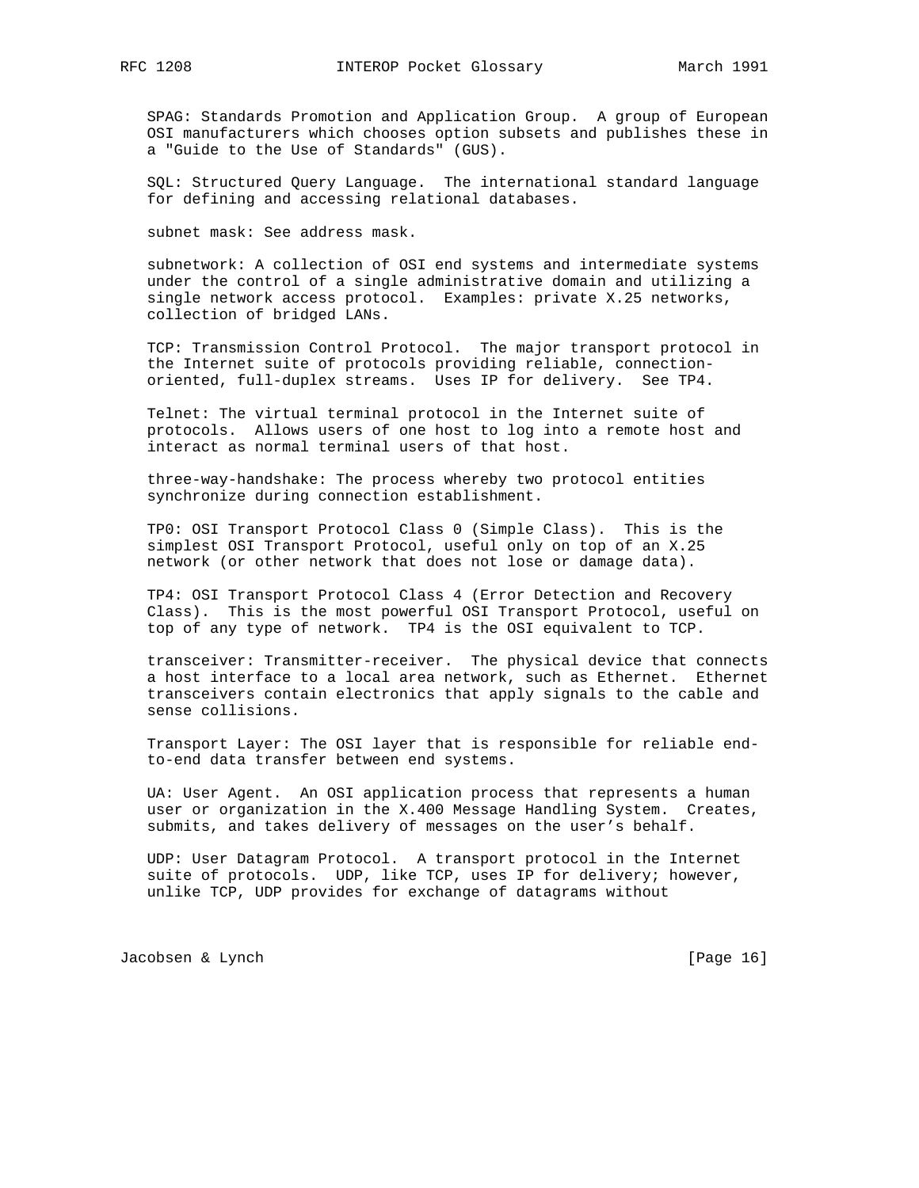SPAG: Standards Promotion and Application Group. A group of European OSI manufacturers which chooses option subsets and publishes these in a "Guide to the Use of Standards" (GUS).

SQL: Structured Query Language. The international standard language for defining and accessing relational databases.

subnet mask: See address mask.

subnetwork: A collection of OSI end systems and intermediate systems under the control of a single administrative domain and utilizing a single network access protocol. Examples: private X.25 networks, collection of bridged LANs.

TCP: Transmission Control Protocol. The major transport protocol in the Internet suite of protocols providing reliable, connection-oriented, full-duplex streams. Uses IP for delivery. See TP4.

Telnet: The virtual terminal protocol in the Internet suite of protocols. Allows users of one host to log into a remote host and interact as normal terminal users of that host.

three-way-handshake: The process whereby two protocol entities synchronize during connection establishment.

TP0: OSI Transport Protocol Class 0 (Simple Class). This is the simplest OSI Transport Protocol, useful only on top of an X.25 network (or other network that does not lose or damage data).

TP4: OSI Transport Protocol Class 4 (Error Detection and Recovery Class). This is the most powerful OSI Transport Protocol, useful on top of any type of network. TP4 is the OSI equivalent to TCP.

transceiver: Transmitter-receiver. The physical device that connects a host interface to a local area network, such as Ethernet. Ethernet transceivers contain electronics that apply signals to the cable and sense collisions.

Transport Layer: The OSI layer that is responsible for reliable end-to-end data transfer between end systems.

UA: User Agent. An OSI application process that represents a human user or organization in the X.400 Message Handling System. Creates, submits, and takes delivery of messages on the user’s behalf.

UDP: User Datagram Protocol. A transport protocol in the Internet suite of protocols. UDP, like TCP, uses IP for delivery; however, unlike TCP, UDP provides for exchange of datagrams without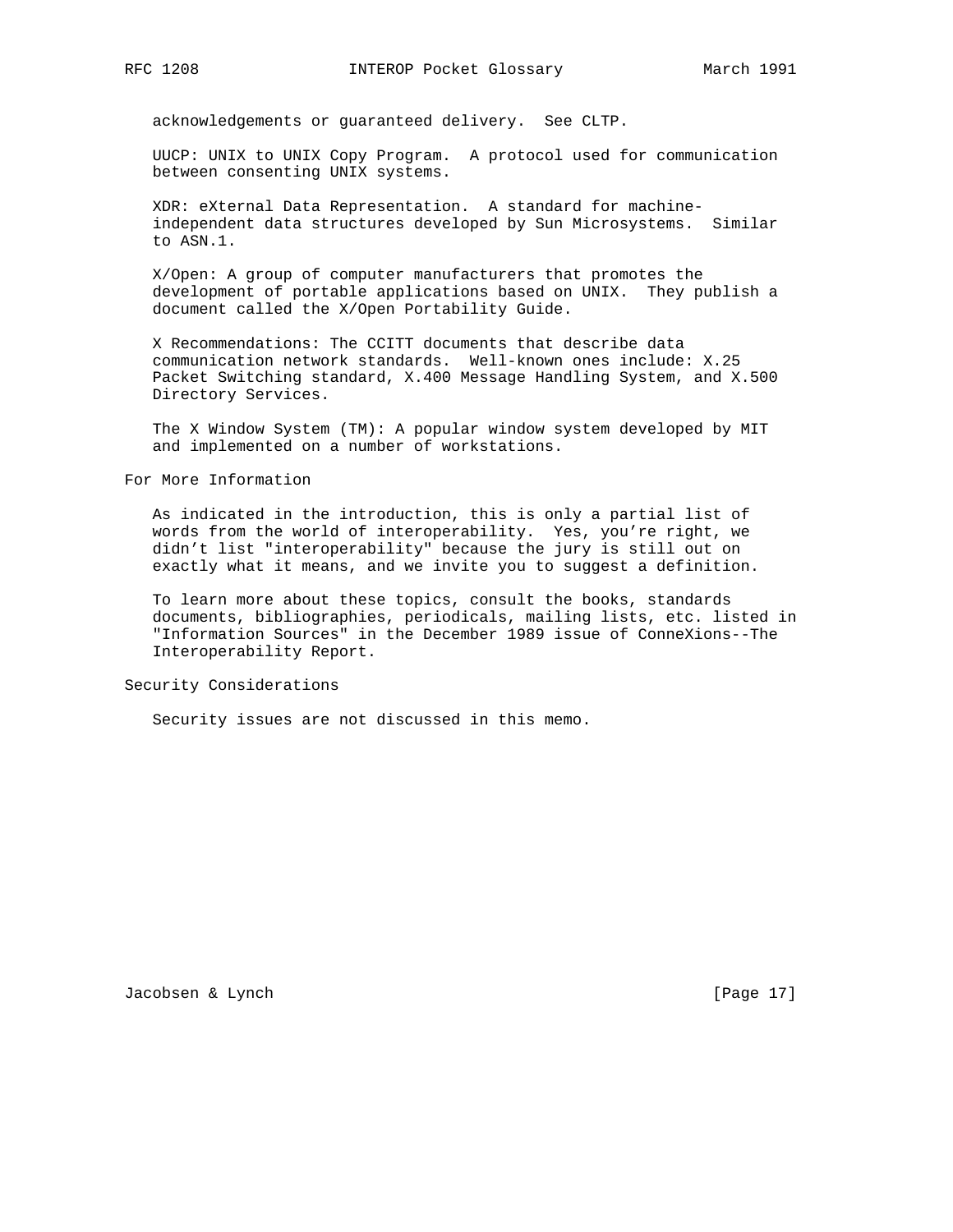acknowledgements or guaranteed delivery. See CLTP.

UUCP: UNIX to UNIX Copy Program. A protocol used for communication between consenting UNIX systems.

XDR: eXternal Data Representation. A standard for machine-independent data structures developed by Sun Microsystems. Similar to ASN.1.

X/Open: A group of computer manufacturers that promotes the development of portable applications based on UNIX. They publish a document called the X/Open Portability Guide.

X Recommendations: The CCITT documents that describe data communication network standards. Well-known ones include: X.25 Packet Switching standard, X.400 Message Handling System, and X.500 Directory Services.

The X Window System (TM): A popular window system developed by MIT and implemented on a number of workstations.

## For More Information

As indicated in the introduction, this is only a partial list of words from the world of interoperability. Yes, you're right, we didn't list "interoperability" because the jury is still out on exactly what it means, and we invite you to suggest a definition.

To learn more about these topics, consult the books, standards documents, bibliographies, periodicals, mailing lists, etc. listed in "Information Sources" in the December 1989 issue of ConneXions--The Interoperability Report.

## Security Considerations

Security issues are not discussed in this memo.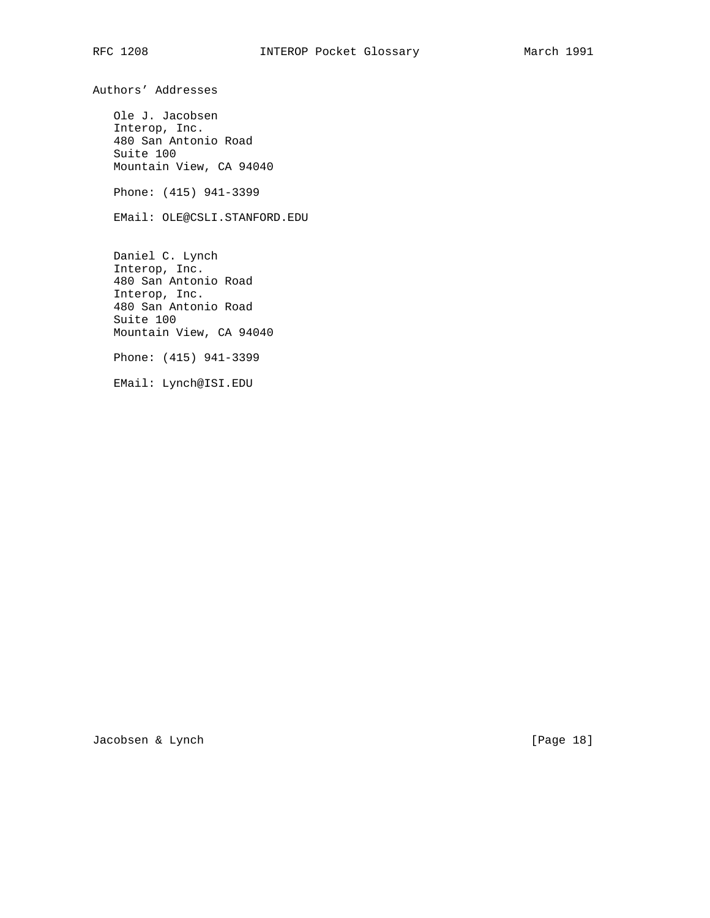## Authors' Addresses

Ole J. Jacobsen
Interop, Inc.
480 San Antonio Road
Suite 100
Mountain View, CA 94040

Phone: (415) 941-3399

EMail: OLE@CSLI.STANFORD.EDU

Daniel C. Lynch
Interop, Inc.
480 San Antonio Road
Interop, Inc.
480 San Antonio Road
Suite 100
Mountain View, CA 94040

Phone: (415) 941-3399

EMail: Lynch@ISI.EDU